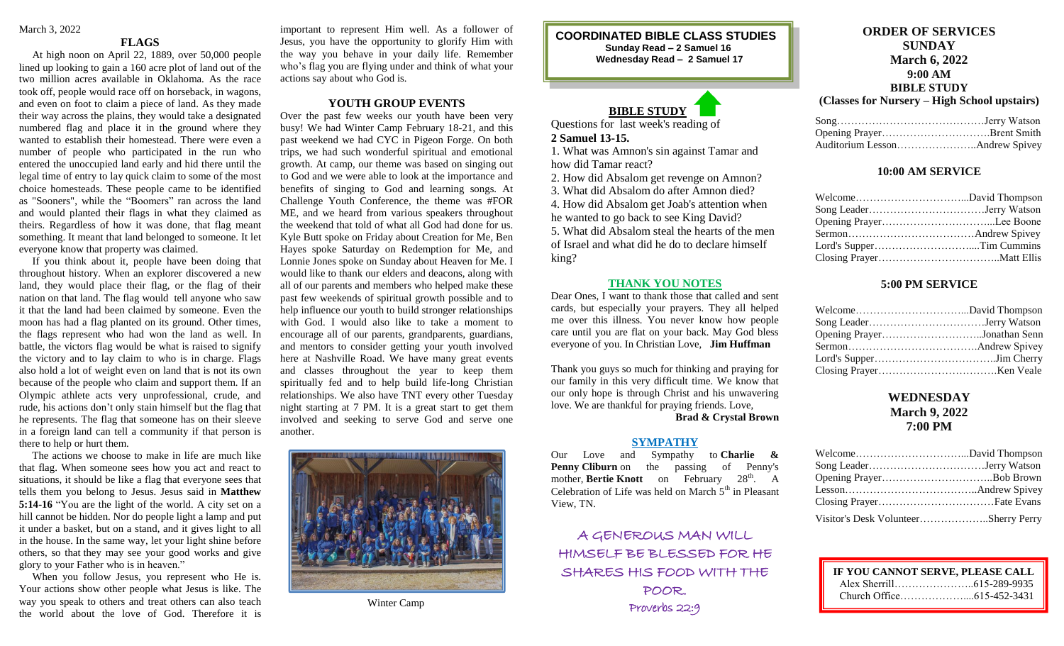March 3, 2022

## FLAGS

At high noon on April 22, 1889, over 50,000 people lined up looking to gain a 160 acre plot of land out of the two million acres available in Oklahoma. As the race took off, people would race off on horseback, in wagons, and even on foot to claim a piece of land. As they made their way across the plains, they would take a designated numbered flag and place it in the ground where they wanted to establish their homestead. There were even a number of people who participated in the run who entered the unoccupied land early and hid there until the legal time of entry to lay quick claim to some of the most choice homesteads. These people came to be identified as "Sooners", while the "Boomers" ran across the land and would planted their flags in what they claimed as theirs. Regardless of how it was done, that flag meant something. It meant that land belonged to someone. It let everyone know that property was claimed.

If you think about it, people have been doing that throughout history. When an explorer discovered a new land, they would place their flag, or the flag of their nation on that land. The flag would tell anyone who saw it that the land had been claimed by someone. Even the moon has had a flag planted on its ground. Other times, the flags represent who had won the land as well. In battle, the victors flag would be what is raised to signify the victory and to lay claim to who is in charge. Flags also hold a lot of weight even on land that is not its own because of the people who claim and support them. If an Olympic athlete acts very unprofessional, crude, and rude, his actions don't only stain himself but the flag that he represents. The flag that someone has on their sleeve in a foreign land can tell a community if that person is there to help or hurt them.

The actions we choose to make in life are much like that flag. When someone sees how you act and react to situations, it should be like a flag that everyone sees that tells them you belong to Jesus. Jesus said in **Matthew 5:14-16** "You are the light of the world. A city set on a hill cannot be hidden. Nor do people light a lamp and put it under a basket, but on a stand, and it gives light to all in the house. In the same way, let your light shine before others, so that they may see your good works and give glory to your Father who is in heaven."

When you follow Jesus, you represent who He is. Your actions show other people what Jesus is like. The way you speak to others and treat others can also teach the world about the love of God. Therefore it is important to represent Him well. As a follower of Jesus, you have the opportunity to glorify Him with the way you behave in your daily life. Remember who's flag you are flying under and think of what your actions say about who God is.

## YOUTH GROUP EVENTS

Over the past few weeks our youth have been very busy! We had Winter Camp February 18-21, and this past weekend we had CYC in Pigeon Forge. On both trips, we had such wonderful spiritual and emotional growth. At camp, our theme was based on singing out to God and we were able to look at the importance and benefits of singing to God and learning songs. At Challenge Youth Conference, the theme was #FOR ME, and we heard from various speakers throughout the weekend that told of what all God had done for us. Kyle Butt spoke on Friday about Creation for Me, Ben Hayes spoke Saturday on Redemption for Me, and Lonnie Jones spoke on Sunday about Heaven for Me. I would like to thank our elders and deacons, along with all of our parents and members who helped make these past few weekends of spiritual growth possible and to help influence our youth to build stronger relationships with God. I would also like to take a moment to encourage all of our parents, grandparents, guardians, and mentors to consider getting your youth involved here at Nashville Road. We have many great events and classes throughout the year to keep them spiritually fed and to help build life-long Christian relationships. We also have TNT every other Tuesday night starting at 7 PM. It is a great start to get them involved and seeking to serve God and serve one another.

Winter Camp

## COORDINATED BIBLE CLASS STUDIES

**Sunday Read – 2 Samuel 16**
**Wednesday Read – 2 Samuel 17**

## BIBLE STUDY

Questions for last week's reading of **2 Samuel 13-15.**

1. What was Amnon's sin against Tamar and how did Tamar react?
2. How did Absalom get revenge on Amnon?
3. What did Absalom do after Amnon died?
4. How did Absalom get Joab's attention when he wanted to go back to see King David?
5. What did Absalom steal the hearts of the men of Israel and what did he do to declare himself king?

## THANK YOU NOTES

Dear Ones, I want to thank those that called and sent cards, but especially your prayers. They all helped me over this illness. You never know how people care until you are flat on your back. May God bless everyone of you. In Christian Love, **Jim Huffman**

Thank you guys so much for thinking and praying for our family in this very difficult time. We know that our only hope is through Christ and his unwavering love. We are thankful for praying friends. Love,
**Brad & Crystal Brown**

## SYMPATHY

Our Love and Sympathy to **Charlie & Penny Cliburn** on the passing of Penny's mother, **Bertie Knott** on February 28th. A Celebration of Life was held on March 5th in Pleasant View, TN.

A GENEROUS MAN WILL HIMSELF BE BLESSED FOR HE SHARES HIS FOOD WITH THE POOR.
Proverbs 22:9

## ORDER OF SERVICES
### SUNDAY
### March 6, 2022
### 9:00 AM
### BIBLE STUDY
**(Classes for Nursery – High School upstairs)**

| | |
|---|---|
| Song | Jerry Watson |
| Opening Prayer | Brent Smith |
| Auditorium Lesson | Andrew Spivey |

### 10:00 AM SERVICE

| | |
|---|---|
| Welcome | David Thompson |
| Song Leader | Jerry Watson |
| Opening Prayer | Lee Boone |
| Sermon | Andrew Spivey |
| Lord's Supper | Tim Cummins |
| Closing Prayer | Matt Ellis |

### 5:00 PM SERVICE

| | |
|---|---|
| Welcome | David Thompson |
| Song Leader | Jerry Watson |
| Opening Prayer | Jonathan Senn |
| Sermon | Andrew Spivey |
| Lord's Supper | Jim Cherry |
| Closing Prayer | Ken Veale |

### WEDNESDAY
### March 9, 2022
### 7:00 PM

| | |
|---|---|
| Welcome | David Thompson |
| Song Leader | Jerry Watson |
| Opening Prayer | Bob Brown |
| Lesson | Andrew Spivey |
| Closing Prayer | Fate Evans |
| Visitor's Desk Volunteer | Sherry Perry |

**IF YOU CANNOT SERVE, PLEASE CALL**

| | |
|---|---|
| Alex Sherrill | 615-289-9935 |
| Church Office | 615-452-3431 |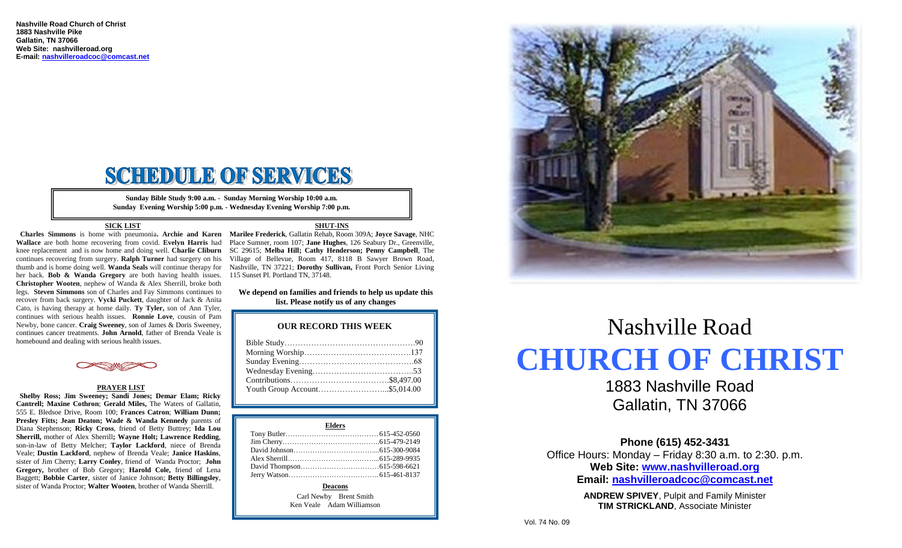**Nashville Road Church of Christ**
**1883 Nashville Pike**
**Gallatin, TN 37066**
**Web Site: nashvilleroad.org**
**E-mail: nashvilleroadcoc@comcast.net**

# SCHEDULE OF SERVICES

**Sunday Bible Study 9:00 a.m. - Sunday Morning Worship 10:00 a.m.**
**Sunday Evening Worship 5:00 p.m. - Wednesday Evening Worship 7:00 p.m.**

## SICK LIST

**Charles Simmons** is home with pneumonia**. Archie and Karen Wallace** are both home recovering from covid. **Evelyn Harris** had knee replacement and is now home and doing well. **Charlie Cliburn** continues recovering from surgery. **Ralph Turner** had surgery on his thumb and is home doing well. **Wanda Seals** will continue therapy for her back. **Bob & Wanda Gregory** are both having health issues. **Christopher Wooten**, nephew of Wanda & Alex Sherrill, broke both legs. **Steven Simmons** son of Charles and Fay Simmons continues to recover from back surgery. **Vycki Puckett**, daughter of Jack & Anita Cato, is having therapy at home daily. **Ty Tyler,** son of Ann Tyler, continues with serious health issues. **Ronnie Love**, cousin of Pam Newby, bone cancer. **Craig Sweeney**, son of James & Doris Sweeney, continues cancer treatments. **John Arnold**, father of Brenda Veale is homebound and dealing with serious health issues.

## PRAYER LIST

**Shelby Ross; Jim Sweeney; Sandi Jones; Demar Elam; Ricky Cantrell; Maxine Cothron**; **Gerald Miles,** The Waters of Gallatin, 555 E. Bledsoe Drive, Room 100; **Frances Catron**; **William Dunn; Presley Fitts; Jean Deaton; Wade & Wanda Kennedy** parents of Diana Stephenson; **Ricky Cross**, friend of Betty Buttrey; **Ida Lou Sherrill,** mother of Alex Sherrill**; Wayne Holt; Lawrence Redding**, son-in-law of Betty Melcher; **Taylor Lackford**, niece of Brenda Veale; **Dustin Lackford**, nephew of Brenda Veale; **Janice Haskins**, sister of Jim Cherry; **Larry Conley**, friend of Wanda Proctor; **John Gregory,** brother of Bob Gregory; **Harold Cole,** friend of Lena Baggett; **Bobbie Carter**, sister of Janice Johnson; **Betty Billingsley**, sister of Wanda Proctor; **Walter Wooten**, brother of Wanda Sherrill.

## SHUT-INS

**Marilee Frederick**, Gallatin Rehab, Room 309A; **Joyce Savage**, NHC Place Sumner, room 107; **Jane Hughes**, 126 Seabury Dr., Greenville, SC 29615; **Melba Hill; Cathy Henderson; Penny Campbell**, The Village of Bellevue, Room 417, 8118 B Sawyer Brown Road, Nashville, TN 37221; **Dorothy Sullivan,** Front Porch Senior Living 115 Sunset Pl. Portland TN, 37148.

**We depend on families and friends to help us update this list. Please notify us of any changes**

## OUR RECORD THIS WEEK

| | |
|---|---|
| Bible Study | 90 |
| Morning Worship | 137 |
| Sunday Evening | 68 |
| Wednesday Evening | 53 |
| Contributions | $8,497.00 |
| Youth Group Account | $5,014.00 |

## Elders

| | |
|---|---|
| Tony Butler | 615-452-0560 |
| Jim Cherry | 615-479-2149 |
| David Johnson | 615-300-9084 |
| Alex Sherrill | 615-289-9935 |
| David Thompson | 615-598-6621 |
| Jerry Watson | 615-461-8137 |

## Deacons

Carl Newby Brent Smith
Ken Veale Adam Williamson

# Nashville Road
# CHURCH OF CHRIST

1883 Nashville Road
Gallatin, TN 37066

**Phone (615) 452-3431**
Office Hours: Monday – Friday 8:30 a.m. to 2:30. p.m.
**Web Site: www.nashvilleroad.org**
**Email: nashvilleroadcoc@comcast.net**

**ANDREW SPIVEY**, Pulpit and Family Minister
**TIM STRICKLAND**, Associate Minister

Vol. 74 No. 09